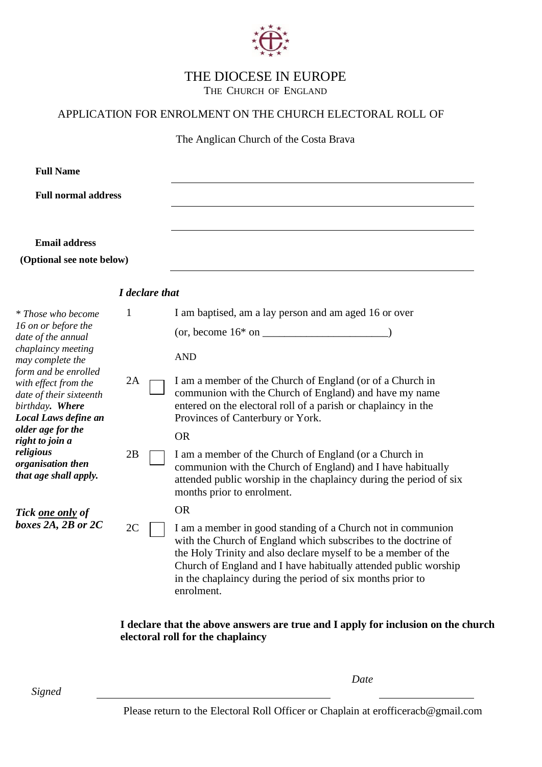# THE DIOCESE IN EUROPE

THE CHURCH OF ENGLAND

## APPLICATION FOR ENROLMENT ON THE CHURCH ELECTORAL ROLL OF

The Anglican Church of the Costa Brava

**Full Name** ______________________________

**Full normal address** ______________________________

______________________________

**Email address**
**(Optional see note below)** ______________________________

***I declare that***

1. I am baptised, am a lay person and am aged 16 or over

   (or, become 16* on ______________________)

   AND

2A ☐ I am a member of the Church of England (or of a Church in communion with the Church of England) and have my name entered on the electoral roll of a parish or chaplaincy in the Provinces of Canterbury or York.

OR

2B ☐ I am a member of the Church of England (or a Church in communion with the Church of England) and I have habitually attended public worship in the chaplaincy during the period of six months prior to enrolment.

OR

2C ☐ I am a member in good standing of a Church not in communion with the Church of England which subscribes to the doctrine of the Holy Trinity and also declare myself to be a member of the Church of England and I have habitually attended public worship in the chaplaincy during the period of six months prior to enrolment.

*\* Those who become 16 on or before the date of the annual chaplaincy meeting may complete the form and be enrolled with effect from the date of their sixteenth birthday.* ***Where Local Laws define an older age for the right to join a religious organisation then that age shall apply.***

***Tick one only of boxes 2A, 2B or 2C***

**I declare that the above answers are true and I apply for inclusion on the church electoral roll for the chaplaincy**

*Signed* ______________________________ *Date* ______________

Please return to the Electoral Roll Officer or Chaplain at erofficeracb@gmail.com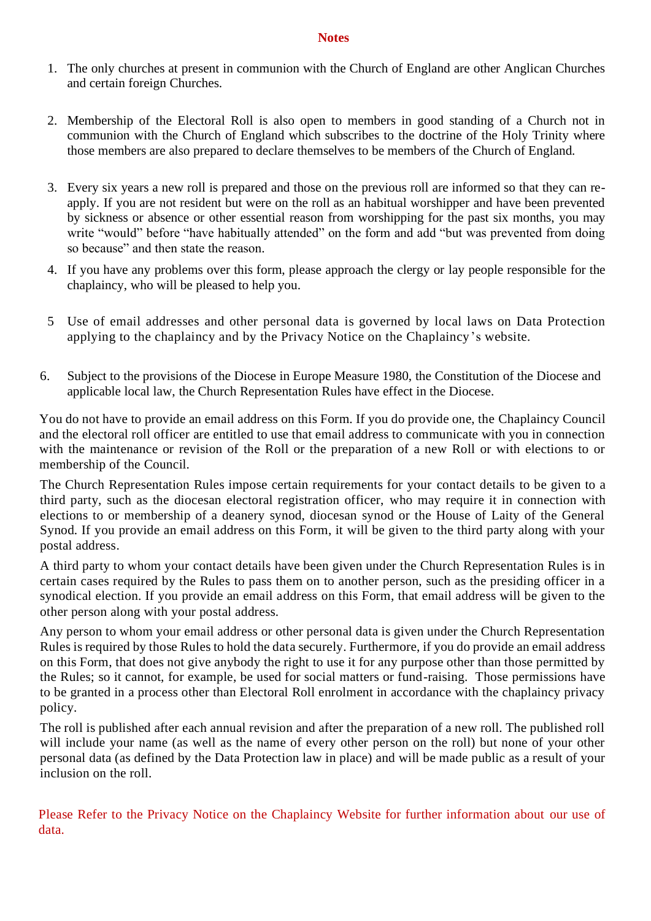## Notes

1. The only churches at present in communion with the Church of England are other Anglican Churches and certain foreign Churches.

2. Membership of the Electoral Roll is also open to members in good standing of a Church not in communion with the Church of England which subscribes to the doctrine of the Holy Trinity where those members are also prepared to declare themselves to be members of the Church of England.

3. Every six years a new roll is prepared and those on the previous roll are informed so that they can re-apply. If you are not resident but were on the roll as an habitual worshipper and have been prevented by sickness or absence or other essential reason from worshipping for the past six months, you may write "would" before "have habitually attended" on the form and add "but was prevented from doing so because" and then state the reason.

4. If you have any problems over this form, please approach the clergy or lay people responsible for the chaplaincy, who will be pleased to help you.

5. Use of email addresses and other personal data is governed by local laws on Data Protection applying to the chaplaincy and by the Privacy Notice on the Chaplaincy's website.

6. Subject to the provisions of the Diocese in Europe Measure 1980, the Constitution of the Diocese and applicable local law, the Church Representation Rules have effect in the Diocese.

You do not have to provide an email address on this Form. If you do provide one, the Chaplaincy Council and the electoral roll officer are entitled to use that email address to communicate with you in connection with the maintenance or revision of the Roll or the preparation of a new Roll or with elections to or membership of the Council.

The Church Representation Rules impose certain requirements for your contact details to be given to a third party, such as the diocesan electoral registration officer, who may require it in connection with elections to or membership of a deanery synod, diocesan synod or the House of Laity of the General Synod. If you provide an email address on this Form, it will be given to the third party along with your postal address.

A third party to whom your contact details have been given under the Church Representation Rules is in certain cases required by the Rules to pass them on to another person, such as the presiding officer in a synodical election. If you provide an email address on this Form, that email address will be given to the other person along with your postal address.

Any person to whom your email address or other personal data is given under the Church Representation Rules is required by those Rules to hold the data securely. Furthermore, if you do provide an email address on this Form, that does not give anybody the right to use it for any purpose other than those permitted by the Rules; so it cannot, for example, be used for social matters or fund-raising. Those permissions have to be granted in a process other than Electoral Roll enrolment in accordance with the chaplaincy privacy policy.

The roll is published after each annual revision and after the preparation of a new roll. The published roll will include your name (as well as the name of every other person on the roll) but none of your other personal data (as defined by the Data Protection law in place) and will be made public as a result of your inclusion on the roll.

Please Refer to the Privacy Notice on the Chaplaincy Website for further information about our use of data.